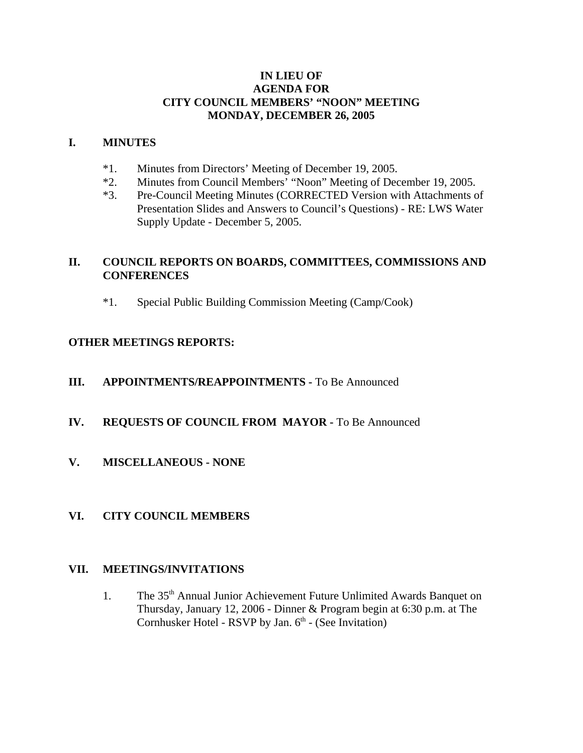# IN LIEU OF
# AGENDA FOR
# CITY COUNCIL MEMBERS' "NOON" MEETING
# MONDAY, DECEMBER 26, 2005

## I. MINUTES

*1. Minutes from Directors' Meeting of December 19, 2005.

*2. Minutes from Council Members' "Noon" Meeting of December 19, 2005.

*3. Pre-Council Meeting Minutes (CORRECTED Version with Attachments of Presentation Slides and Answers to Council's Questions) - RE: LWS Water Supply Update - December 5, 2005.

## II. COUNCIL REPORTS ON BOARDS, COMMITTEES, COMMISSIONS AND CONFERENCES

*1. Special Public Building Commission Meeting (Camp/Cook)

## OTHER MEETINGS REPORTS:

## III. APPOINTMENTS/REAPPOINTMENTS - To Be Announced

## IV. REQUESTS OF COUNCIL FROM MAYOR - To Be Announced

## V. MISCELLANEOUS - NONE

## VI. CITY COUNCIL MEMBERS

## VII. MEETINGS/INVITATIONS

1. The 35th Annual Junior Achievement Future Unlimited Awards Banquet on Thursday, January 12, 2006 - Dinner & Program begin at 6:30 p.m. at The Cornhusker Hotel - RSVP by Jan. 6th - (See Invitation)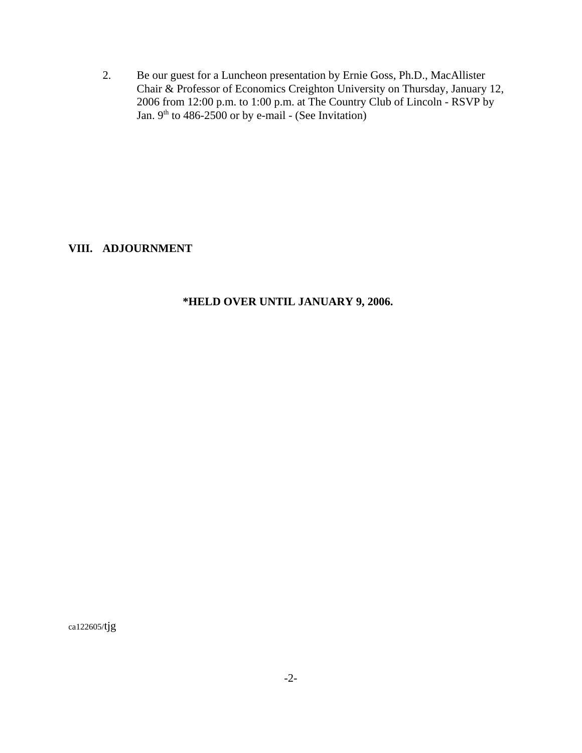2. Be our guest for a Luncheon presentation by Ernie Goss, Ph.D., MacAllister Chair & Professor of Economics Creighton University on Thursday, January 12, 2006 from 12:00 p.m. to 1:00 p.m. at The Country Club of Lincoln - RSVP by Jan. 9th to 486-2500 or by e-mail - (See Invitation)

**VIII. ADJOURNMENT**

**\*HELD OVER UNTIL JANUARY 9, 2006.**

ca122605/tjg